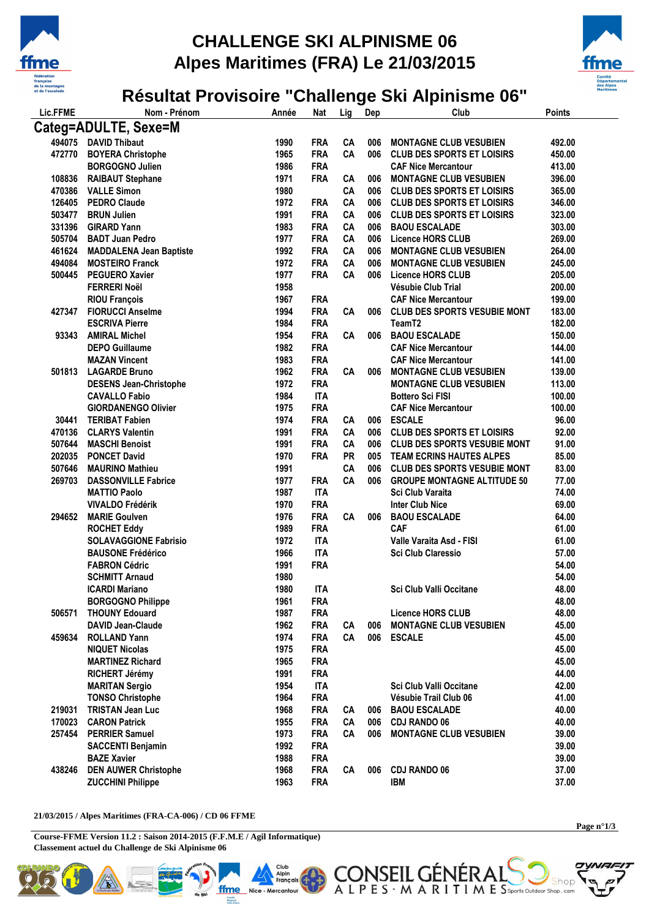# CHALLENGE SKI ALPINISME 06
# Alpes Maritimes (FRA) Le 21/03/2015

## Résultat Provisoire "Challenge Ski Alpinisme 06"

| Lic.FFME | Nom - Prénom | Année | Nat | Lig | Dep | Club | Points |
|---|---|---|---|---|---|---|---|
| **Categ=ADULTE, Sexe=M** | | | | | | | |
| 494075 | DAVID Thibaut | 1990 | FRA | CA | 006 | MONTAGNE CLUB VESUBIEN | 492.00 |
| 472770 | BOYERA Christophe | 1965 | FRA | CA | 006 | CLUB DES SPORTS ET LOISIRS | 450.00 |
| | BORGOGNO Julien | 1986 | FRA | | | CAF Nice Mercantour | 413.00 |
| 108836 | RAIBAUT Stephane | 1971 | FRA | CA | 006 | MONTAGNE CLUB VESUBIEN | 396.00 |
| 470386 | VALLE Simon | 1980 | | CA | 006 | CLUB DES SPORTS ET LOISIRS | 365.00 |
| 126405 | PEDRO Claude | 1972 | FRA | CA | 006 | CLUB DES SPORTS ET LOISIRS | 346.00 |
| 503477 | BRUN Julien | 1991 | FRA | CA | 006 | CLUB DES SPORTS ET LOISIRS | 323.00 |
| 331396 | GIRARD Yann | 1983 | FRA | CA | 006 | BAOU ESCALADE | 303.00 |
| 505704 | BADT Juan Pedro | 1977 | FRA | CA | 006 | Licence HORS CLUB | 269.00 |
| 461624 | MADDALENA Jean Baptiste | 1992 | FRA | CA | 006 | MONTAGNE CLUB VESUBIEN | 264.00 |
| 494084 | MOSTEIRO Franck | 1972 | FRA | CA | 006 | MONTAGNE CLUB VESUBIEN | 245.00 |
| 500445 | PEGUERO Xavier | 1977 | FRA | CA | 006 | Licence HORS CLUB | 205.00 |
| | FERRERI Noël | 1958 | | | | Vésubie Club Trial | 200.00 |
| | RIOU François | 1967 | FRA | | | CAF Nice Mercantour | 199.00 |
| 427347 | FIORUCCI Anselme | 1994 | FRA | CA | 006 | CLUB DES SPORTS VESUBIE MONT | 183.00 |
| | ESCRIVA Pierre | 1984 | FRA | | | TeamT2 | 182.00 |
| 93343 | AMIRAL Michel | 1954 | FRA | CA | 006 | BAOU ESCALADE | 150.00 |
| | DEPO Guillaume | 1982 | FRA | | | CAF Nice Mercantour | 144.00 |
| | MAZAN Vincent | 1983 | FRA | | | CAF Nice Mercantour | 141.00 |
| 501813 | LAGARDE Bruno | 1962 | FRA | CA | 006 | MONTAGNE CLUB VESUBIEN | 139.00 |
| | DESENS Jean-Christophe | 1972 | FRA | | | MONTAGNE CLUB VESUBIEN | 113.00 |
| | CAVALLO Fabio | 1984 | ITA | | | Bottero Sci FISI | 100.00 |
| | GIORDANENGO Olivier | 1975 | FRA | | | CAF Nice Mercantour | 100.00 |
| 30441 | TERIBAT Fabien | 1974 | FRA | CA | 006 | ESCALE | 96.00 |
| 470136 | CLARYS Valentin | 1991 | FRA | CA | 006 | CLUB DES SPORTS ET LOISIRS | 92.00 |
| 507644 | MASCHI Benoist | 1991 | FRA | CA | 006 | CLUB DES SPORTS VESUBIE MONT | 91.00 |
| 202035 | PONCET David | 1970 | FRA | PR | 005 | TEAM ECRINS HAUTES ALPES | 85.00 |
| 507646 | MAURINO Mathieu | 1991 | | CA | 006 | CLUB DES SPORTS VESUBIE MONT | 83.00 |
| 269703 | DASSONVILLE Fabrice | 1977 | FRA | CA | 006 | GROUPE MONTAGNE ALTITUDE 50 | 77.00 |
| | MATTIO Paolo | 1987 | ITA | | | Sci Club Varaita | 74.00 |
| | VIVALDO Frédérik | 1970 | FRA | | | Inter Club Nice | 69.00 |
| 294652 | MARIE Goulven | 1976 | FRA | CA | 006 | BAOU ESCALADE | 64.00 |
| | ROCHET Eddy | 1989 | FRA | | | CAF | 61.00 |
| | SOLAVAGGIONE Fabrisio | 1972 | ITA | | | Valle Varaita Asd - FISI | 61.00 |
| | BAUSONE Frédérico | 1966 | ITA | | | Sci Club Claressio | 57.00 |
| | FABRON Cédric | 1991 | FRA | | | | 54.00 |
| | SCHMITT Arnaud | 1980 | | | | | 54.00 |
| | ICARDI Mariano | 1980 | ITA | | | Sci Club Valli Occitane | 48.00 |
| | BORGOGNO Philippe | 1961 | FRA | | | | 48.00 |
| 506571 | THOUNY Edouard | 1987 | FRA | | | Licence HORS CLUB | 48.00 |
| | DAVID Jean-Claude | 1962 | FRA | CA | 006 | MONTAGNE CLUB VESUBIEN | 45.00 |
| 459634 | ROLLAND Yann | 1974 | FRA | CA | 006 | ESCALE | 45.00 |
| | NIQUET Nicolas | 1975 | FRA | | | | 45.00 |
| | MARTINEZ Richard | 1965 | FRA | | | | 45.00 |
| | RICHERT Jérémy | 1991 | FRA | | | | 44.00 |
| | MARITAN Sergio | 1954 | ITA | | | Sci Club Valli Occitane | 42.00 |
| | TONSO Christophe | 1964 | FRA | | | Vésubie Trail Club 06 | 41.00 |
| 219031 | TRISTAN Jean Luc | 1968 | FRA | CA | 006 | BAOU ESCALADE | 40.00 |
| 170023 | CARON Patrick | 1955 | FRA | CA | 006 | CDJ RANDO 06 | 40.00 |
| 257454 | PERRIER Samuel | 1973 | FRA | CA | 006 | MONTAGNE CLUB VESUBIEN | 39.00 |
| | SACCENTI Benjamin | 1992 | FRA | | | | 39.00 |
| | BAZE Xavier | 1988 | FRA | | | | 39.00 |
| 438246 | DEN AUWER Christophe | 1968 | FRA | CA | 006 | CDJ RANDO 06 | 37.00 |
| | ZUCCHINI Philippe | 1963 | FRA | | | IBM | 37.00 |

**21/03/2015 / Alpes Maritimes (FRA-CA-006) / CD 06 FFME**

**Course-FFME Version 11.2 : Saison 2014-2015 (F.F.M.E / Agil Informatique)**
**Classement actuel du Challenge de Ski Alpinisme 06**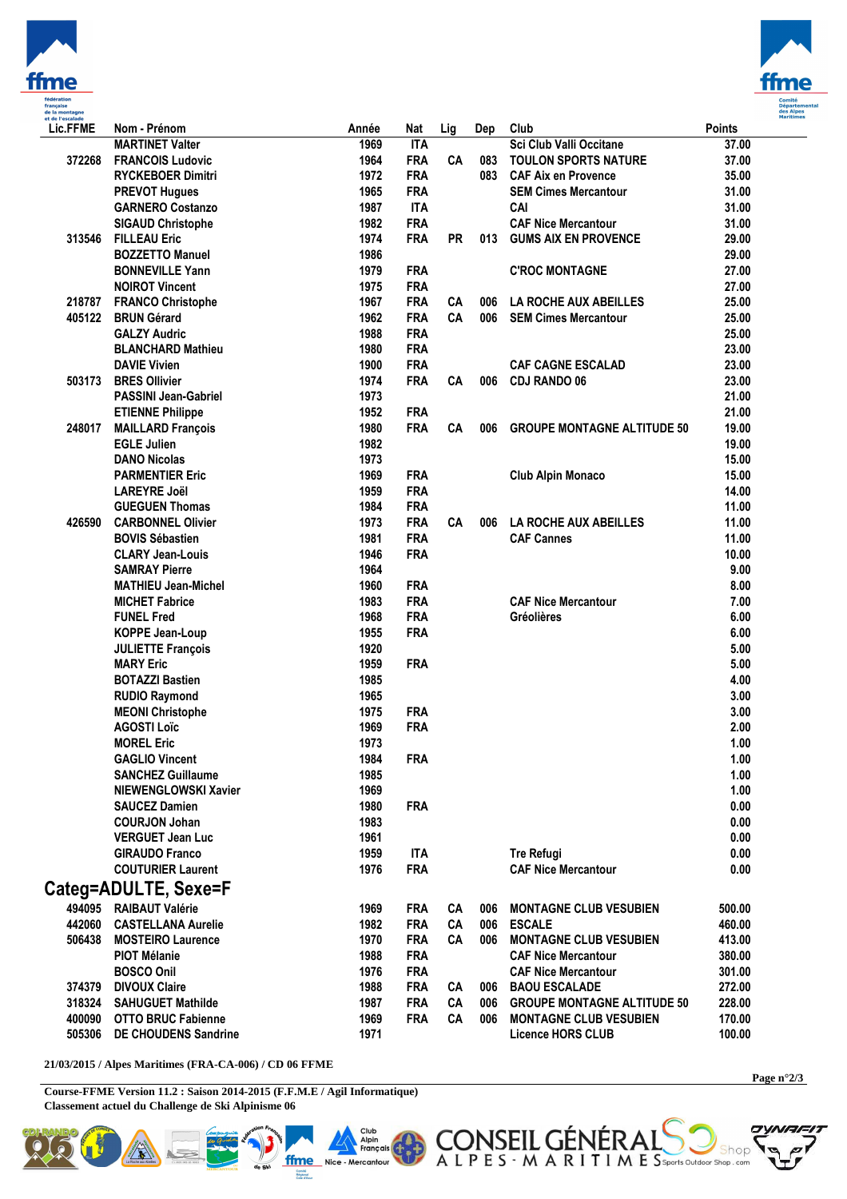| Lic.FFME | Nom - Prénom | Année | Nat | Lig | Dep | Club | Points |
|---|---|---|---|---|---|---|---|
| | MARTINET Valter | 1969 | ITA | | | Sci Club Valli Occitane | 37.00 |
| 372268 | FRANCOIS Ludovic | 1964 | FRA | CA | 083 | TOULON SPORTS NATURE | 37.00 |
| | RYCKEBOER Dimitri | 1972 | FRA | | 083 | CAF Aix en Provence | 35.00 |
| | PREVOT Hugues | 1965 | FRA | | | SEM Cimes Mercantour | 31.00 |
| | GARNERO Costanzo | 1987 | ITA | | | CAI | 31.00 |
| | SIGAUD Christophe | 1982 | FRA | | | CAF Nice Mercantour | 31.00 |
| 313546 | FILLEAU Eric | 1974 | FRA | PR | 013 | GUMS AIX EN PROVENCE | 29.00 |
| | BOZZETTO Manuel | 1986 | | | | | 29.00 |
| | BONNEVILLE Yann | 1979 | FRA | | | C'ROC MONTAGNE | 27.00 |
| | NOIROT Vincent | 1975 | FRA | | | | 27.00 |
| 218787 | FRANCO Christophe | 1967 | FRA | CA | 006 | LA ROCHE AUX ABEILLES | 25.00 |
| 405122 | BRUN Gérard | 1962 | FRA | CA | 006 | SEM Cimes Mercantour | 25.00 |
| | GALZY Audric | 1988 | FRA | | | | 25.00 |
| | BLANCHARD Mathieu | 1980 | FRA | | | | 23.00 |
| | DAVIE Vivien | 1900 | FRA | | | CAF CAGNE ESCALAD | 23.00 |
| 503173 | BRES Ollivier | 1974 | FRA | CA | 006 | CDJ RANDO 06 | 23.00 |
| | PASSINI Jean-Gabriel | 1973 | | | | | 21.00 |
| | ETIENNE Philippe | 1952 | FRA | | | | 21.00 |
| 248017 | MAILLARD François | 1980 | FRA | CA | 006 | GROUPE MONTAGNE ALTITUDE 50 | 19.00 |
| | EGLE Julien | 1982 | | | | | 19.00 |
| | DANO Nicolas | 1973 | | | | | 15.00 |
| | PARMENTIER Eric | 1969 | FRA | | | Club Alpin Monaco | 15.00 |
| | LAREYRE Joël | 1959 | FRA | | | | 14.00 |
| | GUEGUEN Thomas | 1984 | FRA | | | | 11.00 |
| 426590 | CARBONNEL Olivier | 1973 | FRA | CA | 006 | LA ROCHE AUX ABEILLES | 11.00 |
| | BOVIS Sébastien | 1981 | FRA | | | CAF Cannes | 11.00 |
| | CLARY Jean-Louis | 1946 | FRA | | | | 10.00 |
| | SAMRAY Pierre | 1964 | | | | | 9.00 |
| | MATHIEU Jean-Michel | 1960 | FRA | | | | 8.00 |
| | MICHET Fabrice | 1983 | FRA | | | CAF Nice Mercantour | 7.00 |
| | FUNEL Fred | 1968 | FRA | | | Gréolières | 6.00 |
| | KOPPE Jean-Loup | 1955 | FRA | | | | 6.00 |
| | JULIETTE François | 1920 | | | | | 5.00 |
| | MARY Eric | 1959 | FRA | | | | 5.00 |
| | BOTAZZI Bastien | 1985 | | | | | 4.00 |
| | RUDIO Raymond | 1965 | | | | | 3.00 |
| | MEONI Christophe | 1975 | FRA | | | | 3.00 |
| | AGOSTI Loïc | 1969 | FRA | | | | 2.00 |
| | MOREL Eric | 1973 | | | | | 1.00 |
| | GAGLIO Vincent | 1984 | FRA | | | | 1.00 |
| | SANCHEZ Guillaume | 1985 | | | | | 1.00 |
| | NIEWENGLOWSKI Xavier | 1969 | | | | | 1.00 |
| | SAUCEZ Damien | 1980 | FRA | | | | 0.00 |
| | COURJON Johan | 1983 | | | | | 0.00 |
| | VERGUET Jean Luc | 1961 | | | | | 0.00 |
| | GIRAUDO Franco | 1959 | ITA | | | Tre Refugi | 0.00 |
| | COUTURIER Laurent | 1976 | FRA | | | CAF Nice Mercantour | 0.00 |

## Categ=ADULTE, Sexe=F

| Lic.FFME | Nom - Prénom | Année | Nat | Lig | Dep | Club | Points |
|---|---|---|---|---|---|---|---|
| 494095 | RAIBAUT Valérie | 1969 | FRA | CA | 006 | MONTAGNE CLUB VESUBIEN | 500.00 |
| 442060 | CASTELLANA Aurelie | 1982 | FRA | CA | 006 | ESCALE | 460.00 |
| 506438 | MOSTEIRO Laurence | 1970 | FRA | CA | 006 | MONTAGNE CLUB VESUBIEN | 413.00 |
| | PIOT Mélanie | 1988 | FRA | | | CAF Nice Mercantour | 380.00 |
| | BOSCO Onil | 1976 | FRA | | | CAF Nice Mercantour | 301.00 |
| 374379 | DIVOUX Claire | 1988 | FRA | CA | 006 | BAOU ESCALADE | 272.00 |
| 318324 | SAHUGUET Mathilde | 1987 | FRA | CA | 006 | GROUPE MONTAGNE ALTITUDE 50 | 228.00 |
| 400090 | OTTO BRUC Fabienne | 1969 | FRA | CA | 006 | MONTAGNE CLUB VESUBIEN | 170.00 |
| 505306 | DE CHOUDENS Sandrine | 1971 | | | | Licence HORS CLUB | 100.00 |

21/03/2015 / Alpes Maritimes (FRA-CA-006) / CD 06 FFME

Course-FFME Version 11.2 : Saison 2014-2015 (F.F.M.E / Agil Informatique)
Classement actuel du Challenge de Ski Alpinisme 06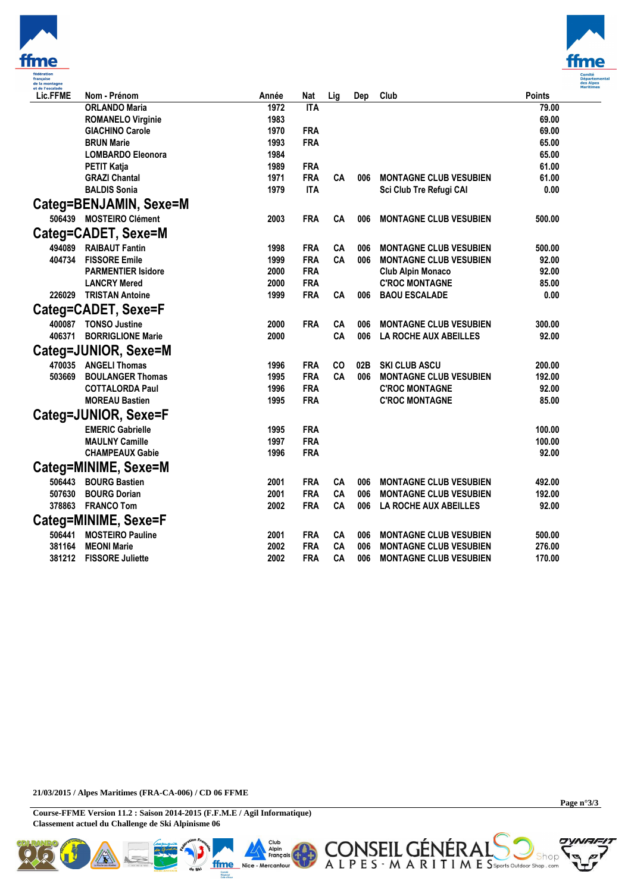| Lic.FFME | Nom - Prénom | Année | Nat | Lig | Dep | Club | Points |
|---|---|---|---|---|---|---|---|
| | ORLANDO Maria | 1972 | ITA | | | | 79.00 |
| | ROMANELO Virginie | 1983 | | | | | 69.00 |
| | GIACHINO Carole | 1970 | FRA | | | | 69.00 |
| | BRUN Marie | 1993 | FRA | | | | 65.00 |
| | LOMBARDO Eleonora | 1984 | | | | | 65.00 |
| | PETIT Katja | 1989 | FRA | | | | 61.00 |
| | GRAZI Chantal | 1971 | FRA | CA | 006 | MONTAGNE CLUB VESUBIEN | 61.00 |
| | BALDIS Sonia | 1979 | ITA | | | Sci Club Tre Refugi CAI | 0.00 |

## Categ=BENJAMIN, Sexe=M

| Lic.FFME | Nom - Prénom | Année | Nat | Lig | Dep | Club | Points |
|---|---|---|---|---|---|---|---|
| 506439 | MOSTEIRO Clément | 2003 | FRA | CA | 006 | MONTAGNE CLUB VESUBIEN | 500.00 |

## Categ=CADET, Sexe=M

| Lic.FFME | Nom - Prénom | Année | Nat | Lig | Dep | Club | Points |
|---|---|---|---|---|---|---|---|
| 494089 | RAIBAUT Fantin | 1998 | FRA | CA | 006 | MONTAGNE CLUB VESUBIEN | 500.00 |
| 404734 | FISSORE Emile | 1999 | FRA | CA | 006 | MONTAGNE CLUB VESUBIEN | 92.00 |
| | PARMENTIER Isidore | 2000 | FRA | | | Club Alpin Monaco | 92.00 |
| | LANCRY Mered | 2000 | FRA | | | C'ROC MONTAGNE | 85.00 |
| 226029 | TRISTAN Antoine | 1999 | FRA | CA | 006 | BAOU ESCALADE | 0.00 |

## Categ=CADET, Sexe=F

| Lic.FFME | Nom - Prénom | Année | Nat | Lig | Dep | Club | Points |
|---|---|---|---|---|---|---|---|
| 400087 | TONSO Justine | 2000 | FRA | CA | 006 | MONTAGNE CLUB VESUBIEN | 300.00 |
| 406371 | BORRIGLIONE Marie | 2000 | | CA | 006 | LA ROCHE AUX ABEILLES | 92.00 |

## Categ=JUNIOR, Sexe=M

| Lic.FFME | Nom - Prénom | Année | Nat | Lig | Dep | Club | Points |
|---|---|---|---|---|---|---|---|
| 470035 | ANGELI Thomas | 1996 | FRA | CO | 02B | SKI CLUB ASCU | 200.00 |
| 503669 | BOULANGER Thomas | 1995 | FRA | CA | 006 | MONTAGNE CLUB VESUBIEN | 192.00 |
| | COTTALORDA Paul | 1996 | FRA | | | C'ROC MONTAGNE | 92.00 |
| | MOREAU Bastien | 1995 | FRA | | | C'ROC MONTAGNE | 85.00 |

## Categ=JUNIOR, Sexe=F

| Lic.FFME | Nom - Prénom | Année | Nat | Lig | Dep | Club | Points |
|---|---|---|---|---|---|---|---|
| | EMERIC Gabrielle | 1995 | FRA | | | | 100.00 |
| | MAULNY Camille | 1997 | FRA | | | | 100.00 |
| | CHAMPEAUX Gabie | 1996 | FRA | | | | 92.00 |

## Categ=MINIME, Sexe=M

| Lic.FFME | Nom - Prénom | Année | Nat | Lig | Dep | Club | Points |
|---|---|---|---|---|---|---|---|
| 506443 | BOURG Bastien | 2001 | FRA | CA | 006 | MONTAGNE CLUB VESUBIEN | 492.00 |
| 507630 | BOURG Dorian | 2001 | FRA | CA | 006 | MONTAGNE CLUB VESUBIEN | 192.00 |
| 378863 | FRANCO Tom | 2002 | FRA | CA | 006 | LA ROCHE AUX ABEILLES | 92.00 |

## Categ=MINIME, Sexe=F

| Lic.FFME | Nom - Prénom | Année | Nat | Lig | Dep | Club | Points |
|---|---|---|---|---|---|---|---|
| 506441 | MOSTEIRO Pauline | 2001 | FRA | CA | 006 | MONTAGNE CLUB VESUBIEN | 500.00 |
| 381164 | MEONI Marie | 2002 | FRA | CA | 006 | MONTAGNE CLUB VESUBIEN | 276.00 |
| 381212 | FISSORE Juliette | 2002 | FRA | CA | 006 | MONTAGNE CLUB VESUBIEN | 170.00 |

**21/03/2015 / Alpes Maritimes (FRA-CA-006) / CD 06 FFME**

**Course-FFME Version 11.2 : Saison 2014-2015 (F.F.M.E / Agil Informatique)**
**Classement actuel du Challenge de Ski Alpinisme 06**